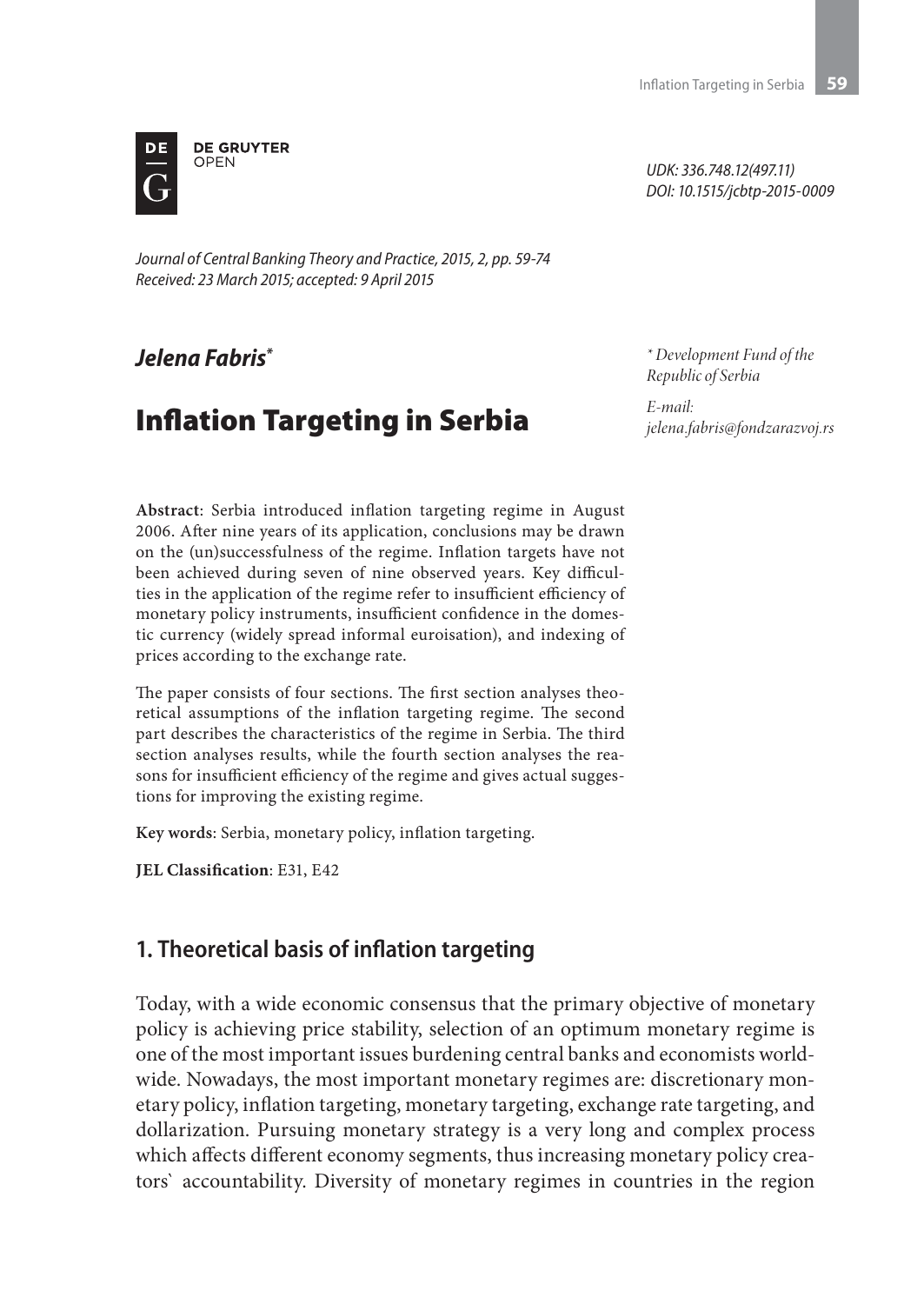UDK: 336.748.12(497.11)
DOI: 10.1515/jcbtp-2015-0009

*Journal of Central Banking Theory and Practice, 2015, 2, pp. 59-74*
*Received: 23 March 2015; accepted: 9 April 2015*

***Jelena Fabris*** [*]

\* *Development Fund of the Republic of Serbia*

*E-mail: jelena.fabris@fondzarazvoj.rs*

# Inflation Targeting in Serbia

**Abstract**: Serbia introduced inflation targeting regime in August 2006. After nine years of its application, conclusions may be drawn on the (un)successfulness of the regime. Inflation targets have not been achieved during seven of nine observed years. Key difficulties in the application of the regime refer to insufficient efficiency of monetary policy instruments, insufficient confidence in the domestic currency (widely spread informal euroisation), and indexing of prices according to the exchange rate.

The paper consists of four sections. The first section analyses theoretical assumptions of the inflation targeting regime. The second part describes the characteristics of the regime in Serbia. The third section analyses results, while the fourth section analyses the reasons for insufficient efficiency of the regime and gives actual suggestions for improving the existing regime.

**Key words**: Serbia, monetary policy, inflation targeting.

**JEL Classification**: E31, E42

## 1. Theoretical basis of inflation targeting

Today, with a wide economic consensus that the primary objective of monetary policy is achieving price stability, selection of an optimum monetary regime is one of the most important issues burdening central banks and economists worldwide. Nowadays, the most important monetary regimes are: discretionary monetary policy, inflation targeting, monetary targeting, exchange rate targeting, and dollarization. Pursuing monetary strategy is a very long and complex process which affects different economy segments, thus increasing monetary policy creators` accountability. Diversity of monetary regimes in countries in the region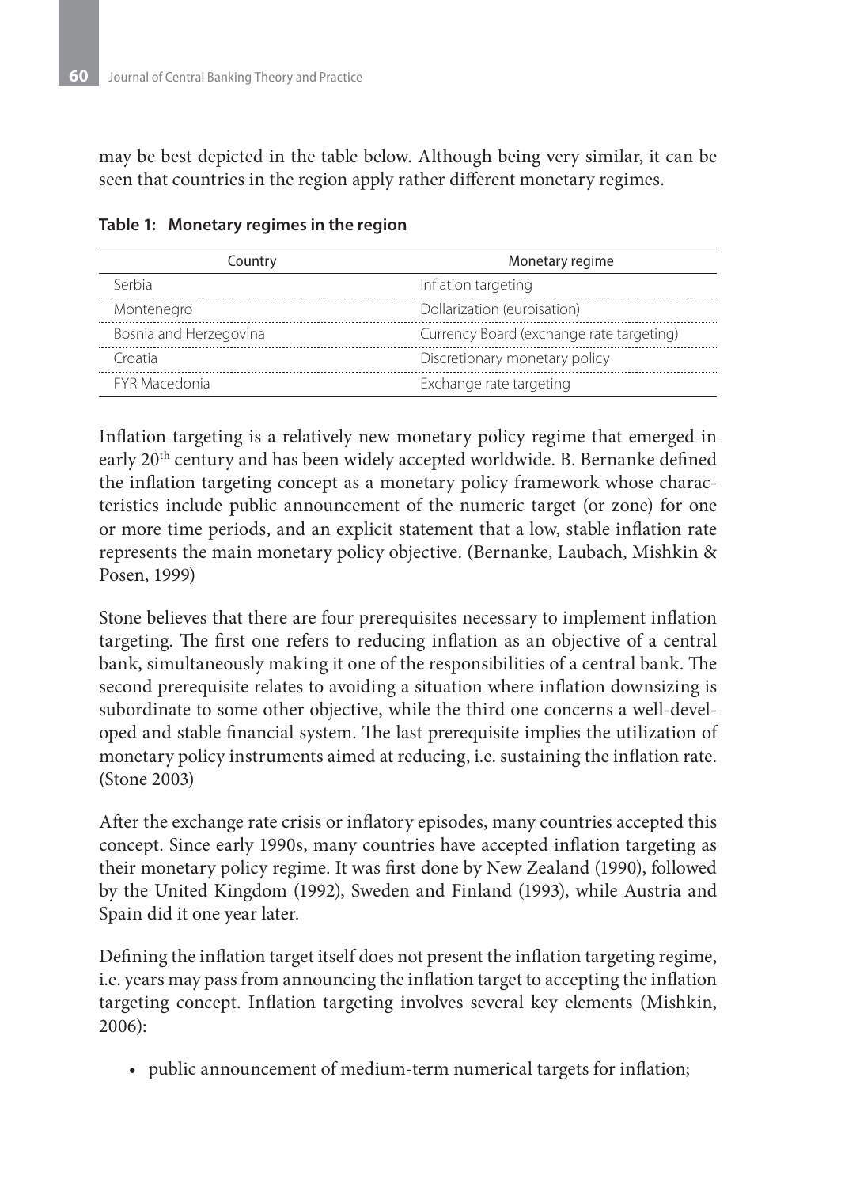may be best depicted in the table below. Although being very similar, it can be seen that countries in the region apply rather different monetary regimes.

**Table 1: Monetary regimes in the region**

| Country | Monetary regime |
| --- | --- |
| Serbia | Inflation targeting |
| Montenegro | Dollarization (euroisation) |
| Bosnia and Herzegovina | Currency Board (exchange rate targeting) |
| Croatia | Discretionary monetary policy |
| FYR Macedonia | Exchange rate targeting |

Inflation targeting is a relatively new monetary policy regime that emerged in early 20th century and has been widely accepted worldwide. B. Bernanke defined the inflation targeting concept as a monetary policy framework whose characteristics include public announcement of the numeric target (or zone) for one or more time periods, and an explicit statement that a low, stable inflation rate represents the main monetary policy objective. (Bernanke, Laubach, Mishkin & Posen, 1999)

Stone believes that there are four prerequisites necessary to implement inflation targeting. The first one refers to reducing inflation as an objective of a central bank, simultaneously making it one of the responsibilities of a central bank. The second prerequisite relates to avoiding a situation where inflation downsizing is subordinate to some other objective, while the third one concerns a well-developed and stable financial system. The last prerequisite implies the utilization of monetary policy instruments aimed at reducing, i.e. sustaining the inflation rate. (Stone 2003)

After the exchange rate crisis or inflatory episodes, many countries accepted this concept. Since early 1990s, many countries have accepted inflation targeting as their monetary policy regime. It was first done by New Zealand (1990), followed by the United Kingdom (1992), Sweden and Finland (1993), while Austria and Spain did it one year later.

Defining the inflation target itself does not present the inflation targeting regime, i.e. years may pass from announcing the inflation target to accepting the inflation targeting concept. Inflation targeting involves several key elements (Mishkin, 2006):

- public announcement of medium-term numerical targets for inflation;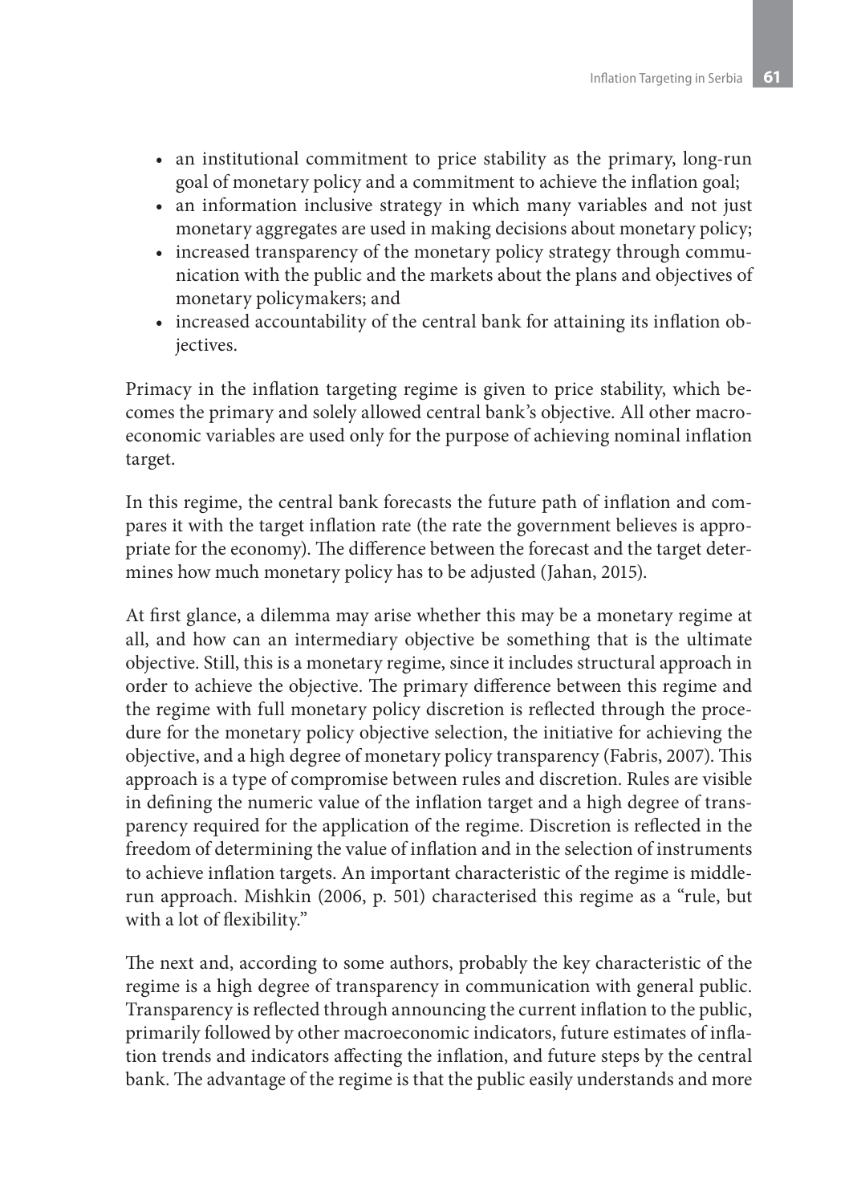- an institutional commitment to price stability as the primary, long-run goal of monetary policy and a commitment to achieve the inflation goal;
- an information inclusive strategy in which many variables and not just monetary aggregates are used in making decisions about monetary policy;
- increased transparency of the monetary policy strategy through communication with the public and the markets about the plans and objectives of monetary policymakers; and
- increased accountability of the central bank for attaining its inflation objectives.

Primacy in the inflation targeting regime is given to price stability, which becomes the primary and solely allowed central bank's objective. All other macroeconomic variables are used only for the purpose of achieving nominal inflation target.

In this regime, the central bank forecasts the future path of inflation and compares it with the target inflation rate (the rate the government believes is appropriate for the economy). The difference between the forecast and the target determines how much monetary policy has to be adjusted (Jahan, 2015).

At first glance, a dilemma may arise whether this may be a monetary regime at all, and how can an intermediary objective be something that is the ultimate objective. Still, this is a monetary regime, since it includes structural approach in order to achieve the objective. The primary difference between this regime and the regime with full monetary policy discretion is reflected through the procedure for the monetary policy objective selection, the initiative for achieving the objective, and a high degree of monetary policy transparency (Fabris, 2007). This approach is a type of compromise between rules and discretion. Rules are visible in defining the numeric value of the inflation target and a high degree of transparency required for the application of the regime. Discretion is reflected in the freedom of determining the value of inflation and in the selection of instruments to achieve inflation targets. An important characteristic of the regime is middle-run approach. Mishkin (2006, p. 501) characterised this regime as a "rule, but with a lot of flexibility."

The next and, according to some authors, probably the key characteristic of the regime is a high degree of transparency in communication with general public. Transparency is reflected through announcing the current inflation to the public, primarily followed by other macroeconomic indicators, future estimates of inflation trends and indicators affecting the inflation, and future steps by the central bank. The advantage of the regime is that the public easily understands and more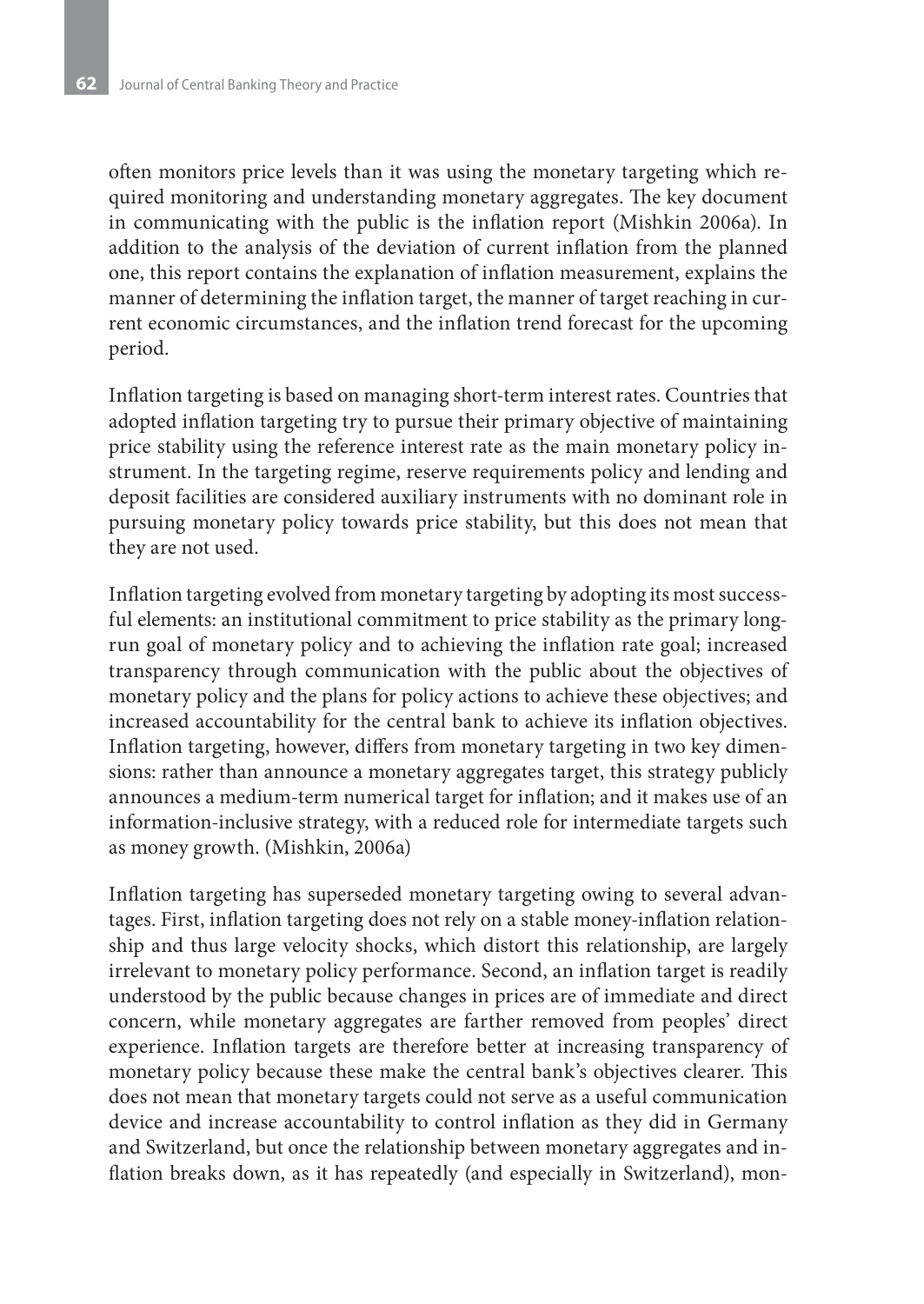often monitors price levels than it was using the monetary targeting which required monitoring and understanding monetary aggregates. The key document in communicating with the public is the inflation report (Mishkin 2006a). In addition to the analysis of the deviation of current inflation from the planned one, this report contains the explanation of inflation measurement, explains the manner of determining the inflation target, the manner of target reaching in current economic circumstances, and the inflation trend forecast for the upcoming period.

Inflation targeting is based on managing short-term interest rates. Countries that adopted inflation targeting try to pursue their primary objective of maintaining price stability using the reference interest rate as the main monetary policy instrument. In the targeting regime, reserve requirements policy and lending and deposit facilities are considered auxiliary instruments with no dominant role in pursuing monetary policy towards price stability, but this does not mean that they are not used.

Inflation targeting evolved from monetary targeting by adopting its most successful elements: an institutional commitment to price stability as the primary long-run goal of monetary policy and to achieving the inflation rate goal; increased transparency through communication with the public about the objectives of monetary policy and the plans for policy actions to achieve these objectives; and increased accountability for the central bank to achieve its inflation objectives. Inflation targeting, however, differs from monetary targeting in two key dimensions: rather than announce a monetary aggregates target, this strategy publicly announces a medium-term numerical target for inflation; and it makes use of an information-inclusive strategy, with a reduced role for intermediate targets such as money growth. (Mishkin, 2006a)

Inflation targeting has superseded monetary targeting owing to several advantages. First, inflation targeting does not rely on a stable money-inflation relationship and thus large velocity shocks, which distort this relationship, are largely irrelevant to monetary policy performance. Second, an inflation target is readily understood by the public because changes in prices are of immediate and direct concern, while monetary aggregates are farther removed from peoples' direct experience. Inflation targets are therefore better at increasing transparency of monetary policy because these make the central bank's objectives clearer. This does not mean that monetary targets could not serve as a useful communication device and increase accountability to control inflation as they did in Germany and Switzerland, but once the relationship between monetary aggregates and inflation breaks down, as it has repeatedly (and especially in Switzerland), mon-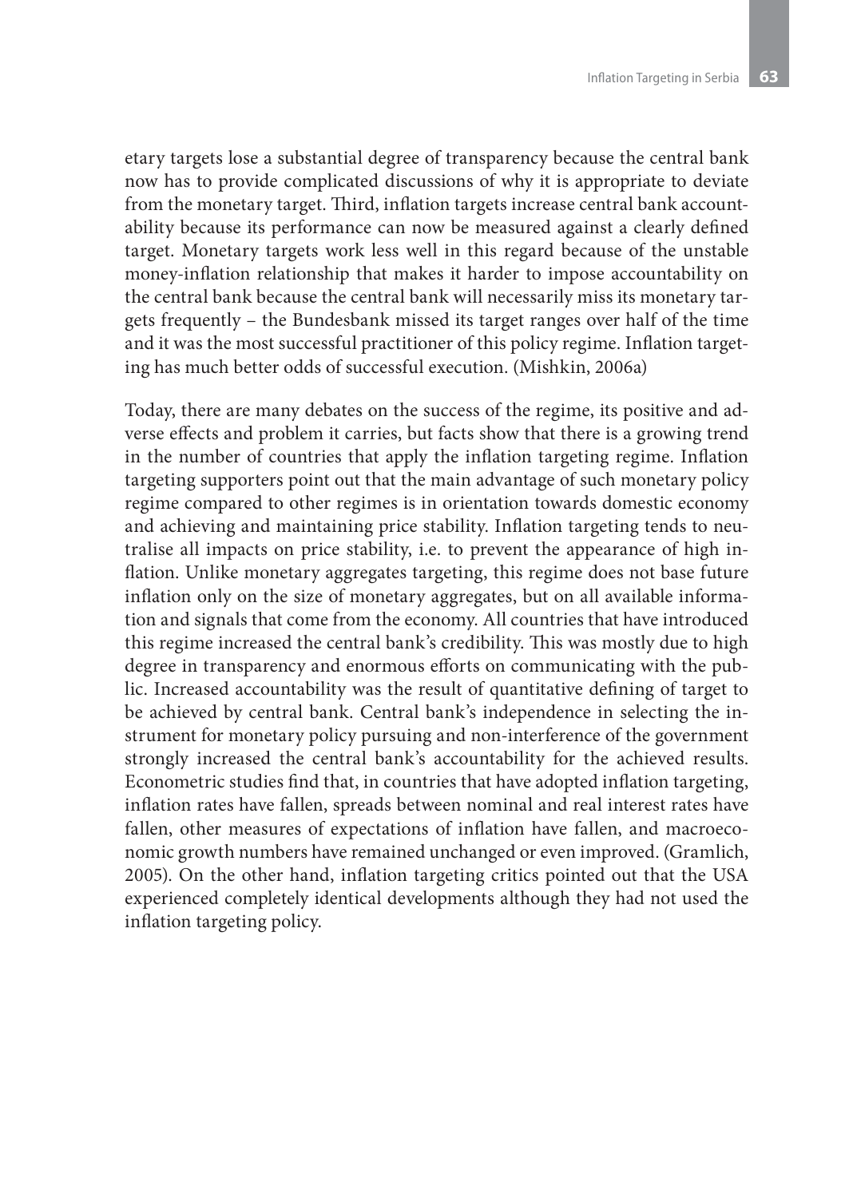etary targets lose a substantial degree of transparency because the central bank now has to provide complicated discussions of why it is appropriate to deviate from the monetary target. Third, inflation targets increase central bank accountability because its performance can now be measured against a clearly defined target. Monetary targets work less well in this regard because of the unstable money-inflation relationship that makes it harder to impose accountability on the central bank because the central bank will necessarily miss its monetary targets frequently – the Bundesbank missed its target ranges over half of the time and it was the most successful practitioner of this policy regime. Inflation targeting has much better odds of successful execution. (Mishkin, 2006a)

Today, there are many debates on the success of the regime, its positive and adverse effects and problem it carries, but facts show that there is a growing trend in the number of countries that apply the inflation targeting regime. Inflation targeting supporters point out that the main advantage of such monetary policy regime compared to other regimes is in orientation towards domestic economy and achieving and maintaining price stability. Inflation targeting tends to neutralise all impacts on price stability, i.e. to prevent the appearance of high inflation. Unlike monetary aggregates targeting, this regime does not base future inflation only on the size of monetary aggregates, but on all available information and signals that come from the economy. All countries that have introduced this regime increased the central bank's credibility. This was mostly due to high degree in transparency and enormous efforts on communicating with the public. Increased accountability was the result of quantitative defining of target to be achieved by central bank. Central bank's independence in selecting the instrument for monetary policy pursuing and non-interference of the government strongly increased the central bank's accountability for the achieved results. Econometric studies find that, in countries that have adopted inflation targeting, inflation rates have fallen, spreads between nominal and real interest rates have fallen, other measures of expectations of inflation have fallen, and macroeconomic growth numbers have remained unchanged or even improved. (Gramlich, 2005). On the other hand, inflation targeting critics pointed out that the USA experienced completely identical developments although they had not used the inflation targeting policy.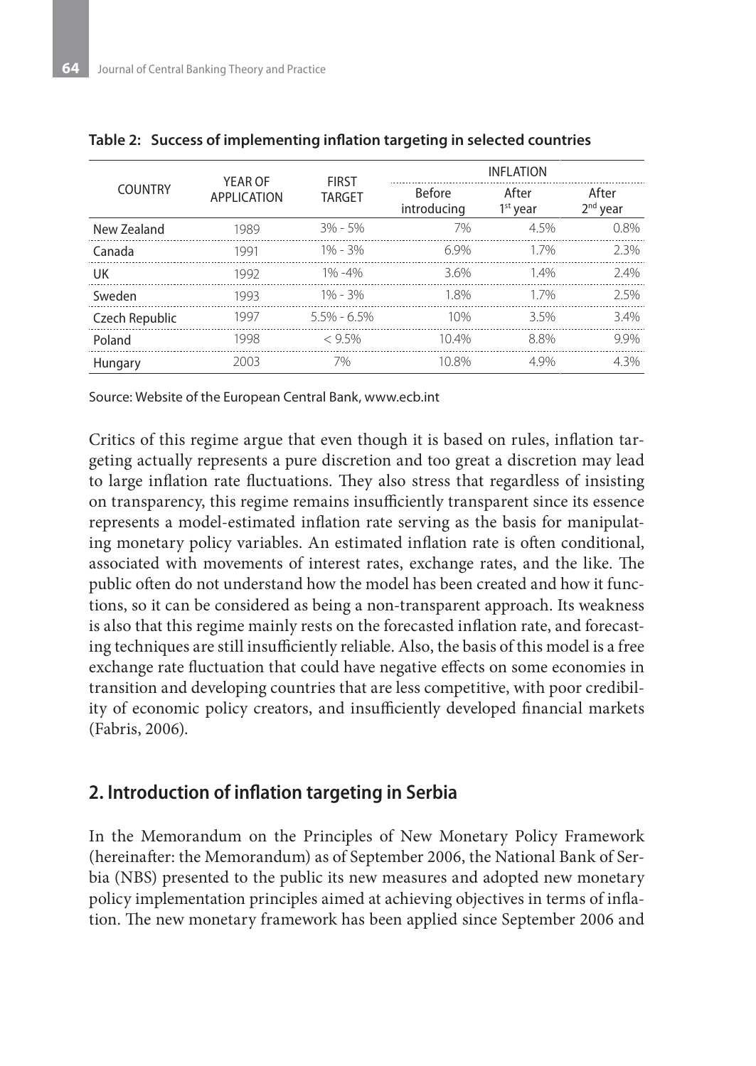**Table 2: Success of implementing inflation targeting in selected countries**

| COUNTRY | YEAR OF APPLICATION | FIRST TARGET | INFLATION | | |
|---|---|---|---|---|---|
| | | | Before introducing | After 1st year | After 2nd year |
| New Zealand | 1989 | 3% - 5% | 7% | 4.5% | 0.8% |
| Canada | 1991 | 1% - 3% | 6.9% | 1.7% | 2.3% |
| UK | 1992 | 1% -4% | 3.6% | 1.4% | 2.4% |
| Sweden | 1993 | 1% - 3% | 1.8% | 1.7% | 2.5% |
| Czech Republic | 1997 | 5.5% - 6.5% | 10% | 3.5% | 3.4% |
| Poland | 1998 | < 9.5% | 10.4% | 8.8% | 9.9% |
| Hungary | 2003 | 7% | 10.8% | 4.9% | 4.3% |

Source: Website of the European Central Bank, www.ecb.int

Critics of this regime argue that even though it is based on rules, inflation targeting actually represents a pure discretion and too great a discretion may lead to large inflation rate fluctuations. They also stress that regardless of insisting on transparency, this regime remains insufficiently transparent since its essence represents a model-estimated inflation rate serving as the basis for manipulating monetary policy variables. An estimated inflation rate is often conditional, associated with movements of interest rates, exchange rates, and the like. The public often do not understand how the model has been created and how it functions, so it can be considered as being a non-transparent approach. Its weakness is also that this regime mainly rests on the forecasted inflation rate, and forecasting techniques are still insufficiently reliable. Also, the basis of this model is a free exchange rate fluctuation that could have negative effects on some economies in transition and developing countries that are less competitive, with poor credibility of economic policy creators, and insufficiently developed financial markets (Fabris, 2006).

## 2. Introduction of inflation targeting in Serbia

In the Memorandum on the Principles of New Monetary Policy Framework (hereinafter: the Memorandum) as of September 2006, the National Bank of Serbia (NBS) presented to the public its new measures and adopted new monetary policy implementation principles aimed at achieving objectives in terms of inflation. The new monetary framework has been applied since September 2006 and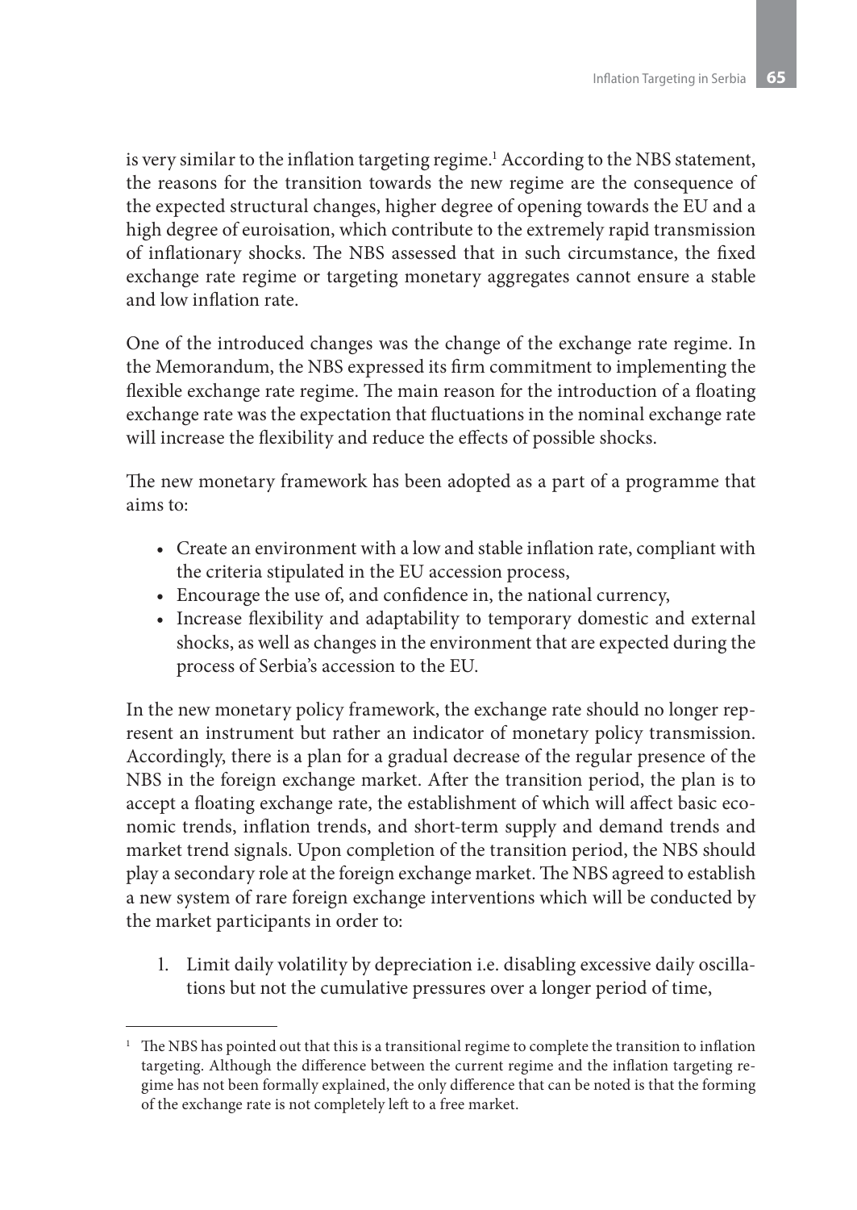is very similar to the inflation targeting regime.[1] According to the NBS statement, the reasons for the transition towards the new regime are the consequence of the expected structural changes, higher degree of opening towards the EU and a high degree of euroisation, which contribute to the extremely rapid transmission of inflationary shocks. The NBS assessed that in such circumstance, the fixed exchange rate regime or targeting monetary aggregates cannot ensure a stable and low inflation rate.

One of the introduced changes was the change of the exchange rate regime. In the Memorandum, the NBS expressed its firm commitment to implementing the flexible exchange rate regime. The main reason for the introduction of a floating exchange rate was the expectation that fluctuations in the nominal exchange rate will increase the flexibility and reduce the effects of possible shocks.

The new monetary framework has been adopted as a part of a programme that aims to:

- Create an environment with a low and stable inflation rate, compliant with the criteria stipulated in the EU accession process,
- Encourage the use of, and confidence in, the national currency,
- Increase flexibility and adaptability to temporary domestic and external shocks, as well as changes in the environment that are expected during the process of Serbia's accession to the EU.

In the new monetary policy framework, the exchange rate should no longer represent an instrument but rather an indicator of monetary policy transmission. Accordingly, there is a plan for a gradual decrease of the regular presence of the NBS in the foreign exchange market. After the transition period, the plan is to accept a floating exchange rate, the establishment of which will affect basic economic trends, inflation trends, and short-term supply and demand trends and market trend signals. Upon completion of the transition period, the NBS should play a secondary role at the foreign exchange market. The NBS agreed to establish a new system of rare foreign exchange interventions which will be conducted by the market participants in order to:

1. Limit daily volatility by depreciation i.e. disabling excessive daily oscillations but not the cumulative pressures over a longer period of time,

---

[1] The NBS has pointed out that this is a transitional regime to complete the transition to inflation targeting. Although the difference between the current regime and the inflation targeting regime has not been formally explained, the only difference that can be noted is that the forming of the exchange rate is not completely left to a free market.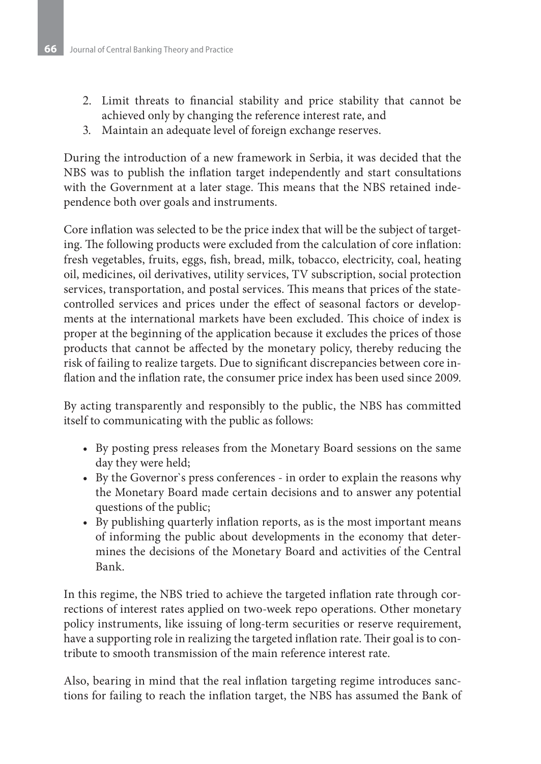2. Limit threats to financial stability and price stability that cannot be achieved only by changing the reference interest rate, and
3. Maintain an adequate level of foreign exchange reserves.

During the introduction of a new framework in Serbia, it was decided that the NBS was to publish the inflation target independently and start consultations with the Government at a later stage. This means that the NBS retained independence both over goals and instruments.

Core inflation was selected to be the price index that will be the subject of targeting. The following products were excluded from the calculation of core inflation: fresh vegetables, fruits, eggs, fish, bread, milk, tobacco, electricity, coal, heating oil, medicines, oil derivatives, utility services, TV subscription, social protection services, transportation, and postal services. This means that prices of the state-controlled services and prices under the effect of seasonal factors or developments at the international markets have been excluded. This choice of index is proper at the beginning of the application because it excludes the prices of those products that cannot be affected by the monetary policy, thereby reducing the risk of failing to realize targets. Due to significant discrepancies between core inflation and the inflation rate, the consumer price index has been used since 2009.

By acting transparently and responsibly to the public, the NBS has committed itself to communicating with the public as follows:

- By posting press releases from the Monetary Board sessions on the same day they were held;
- By the Governor`s press conferences - in order to explain the reasons why the Monetary Board made certain decisions and to answer any potential questions of the public;
- By publishing quarterly inflation reports, as is the most important means of informing the public about developments in the economy that determines the decisions of the Monetary Board and activities of the Central Bank.

In this regime, the NBS tried to achieve the targeted inflation rate through corrections of interest rates applied on two-week repo operations. Other monetary policy instruments, like issuing of long-term securities or reserve requirement, have a supporting role in realizing the targeted inflation rate. Their goal is to contribute to smooth transmission of the main reference interest rate.

Also, bearing in mind that the real inflation targeting regime introduces sanctions for failing to reach the inflation target, the NBS has assumed the Bank of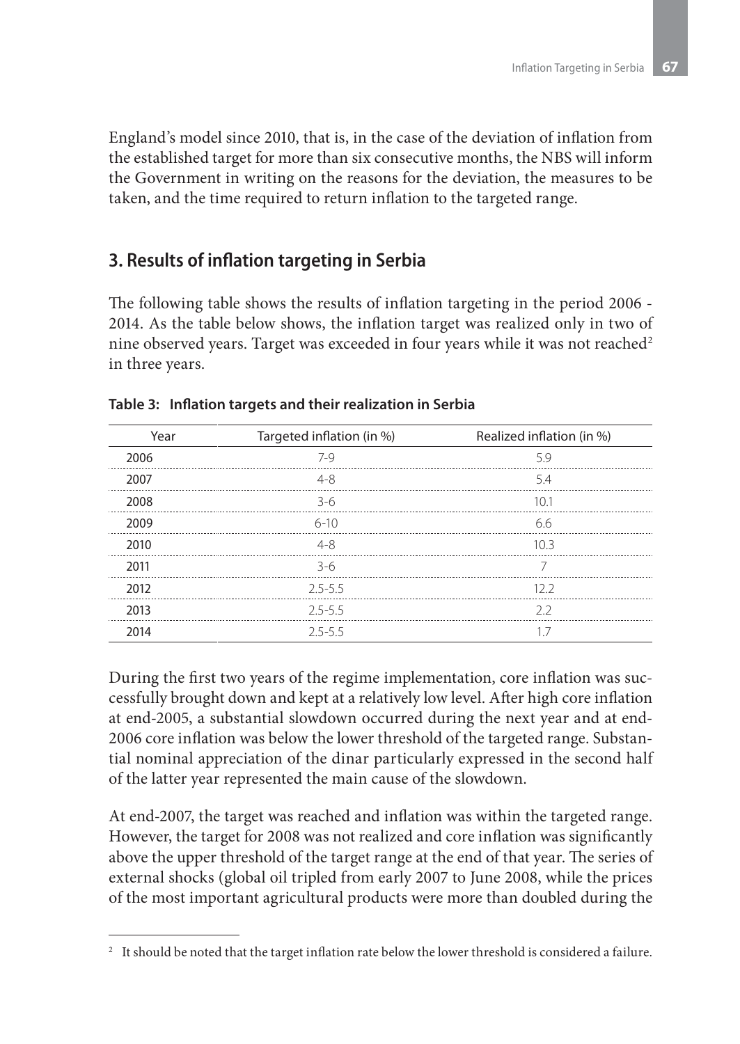England's model since 2010, that is, in the case of the deviation of inflation from the established target for more than six consecutive months, the NBS will inform the Government in writing on the reasons for the deviation, the measures to be taken, and the time required to return inflation to the targeted range.

## 3. Results of inflation targeting in Serbia

The following table shows the results of inflation targeting in the period 2006 - 2014. As the table below shows, the inflation target was realized only in two of nine observed years. Target was exceeded in four years while it was not reached[2] in three years.

**Table 3: Inflation targets and their realization in Serbia**

| Year | Targeted inflation (in %) | Realized inflation (in %) |
|---|---|---|
| 2006 | 7-9 | 5.9 |
| 2007 | 4-8 | 5.4 |
| 2008 | 3-6 | 10.1 |
| 2009 | 6-10 | 6.6 |
| 2010 | 4-8 | 10.3 |
| 2011 | 3-6 | 7 |
| 2012 | 2.5-5.5 | 12.2 |
| 2013 | 2.5-5.5 | 2.2 |
| 2014 | 2.5-5.5 | 1.7 |

During the first two years of the regime implementation, core inflation was successfully brought down and kept at a relatively low level. After high core inflation at end-2005, a substantial slowdown occurred during the next year and at end-2006 core inflation was below the lower threshold of the targeted range. Substantial nominal appreciation of the dinar particularly expressed in the second half of the latter year represented the main cause of the slowdown.

At end-2007, the target was reached and inflation was within the targeted range. However, the target for 2008 was not realized and core inflation was significantly above the upper threshold of the target range at the end of that year. The series of external shocks (global oil tripled from early 2007 to June 2008, while the prices of the most important agricultural products were more than doubled during the

[2] It should be noted that the target inflation rate below the lower threshold is considered a failure.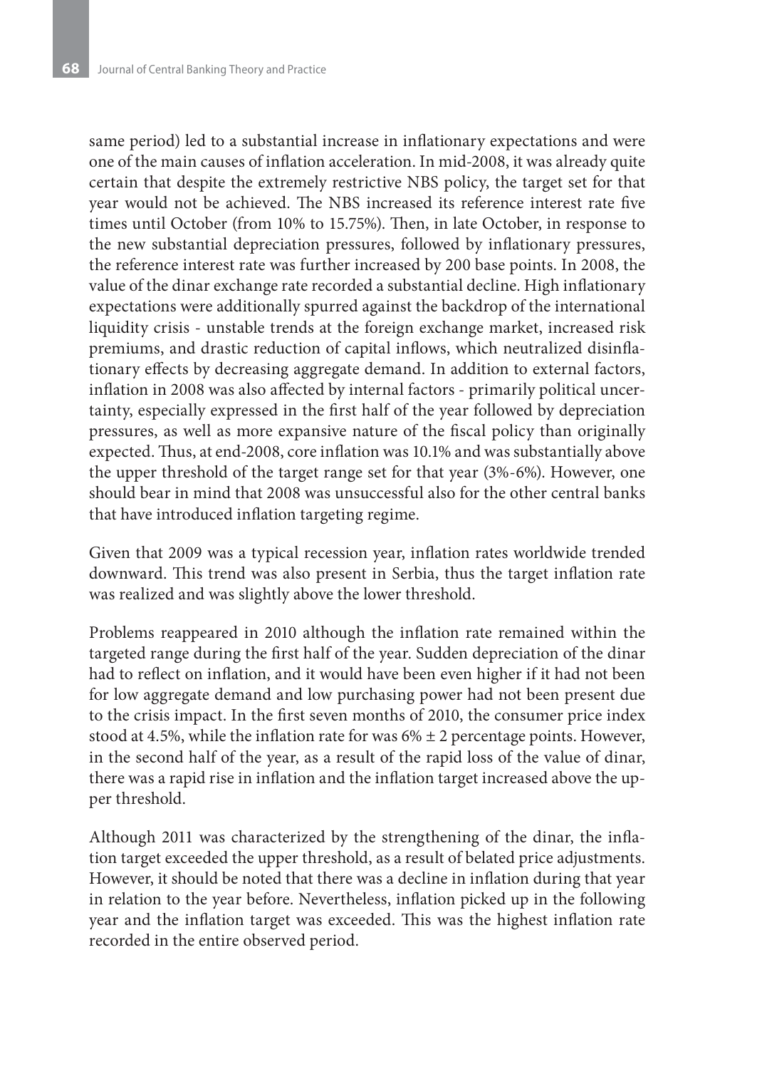same period) led to a substantial increase in inflationary expectations and were one of the main causes of inflation acceleration. In mid-2008, it was already quite certain that despite the extremely restrictive NBS policy, the target set for that year would not be achieved. The NBS increased its reference interest rate five times until October (from 10% to 15.75%). Then, in late October, in response to the new substantial depreciation pressures, followed by inflationary pressures, the reference interest rate was further increased by 200 base points. In 2008, the value of the dinar exchange rate recorded a substantial decline. High inflationary expectations were additionally spurred against the backdrop of the international liquidity crisis - unstable trends at the foreign exchange market, increased risk premiums, and drastic reduction of capital inflows, which neutralized disinflationary effects by decreasing aggregate demand. In addition to external factors, inflation in 2008 was also affected by internal factors - primarily political uncertainty, especially expressed in the first half of the year followed by depreciation pressures, as well as more expansive nature of the fiscal policy than originally expected. Thus, at end-2008, core inflation was 10.1% and was substantially above the upper threshold of the target range set for that year (3%-6%). However, one should bear in mind that 2008 was unsuccessful also for the other central banks that have introduced inflation targeting regime.

Given that 2009 was a typical recession year, inflation rates worldwide trended downward. This trend was also present in Serbia, thus the target inflation rate was realized and was slightly above the lower threshold.

Problems reappeared in 2010 although the inflation rate remained within the targeted range during the first half of the year. Sudden depreciation of the dinar had to reflect on inflation, and it would have been even higher if it had not been for low aggregate demand and low purchasing power had not been present due to the crisis impact. In the first seven months of 2010, the consumer price index stood at 4.5%, while the inflation rate for was 6% ± 2 percentage points. However, in the second half of the year, as a result of the rapid loss of the value of dinar, there was a rapid rise in inflation and the inflation target increased above the upper threshold.

Although 2011 was characterized by the strengthening of the dinar, the inflation target exceeded the upper threshold, as a result of belated price adjustments. However, it should be noted that there was a decline in inflation during that year in relation to the year before. Nevertheless, inflation picked up in the following year and the inflation target was exceeded. This was the highest inflation rate recorded in the entire observed period.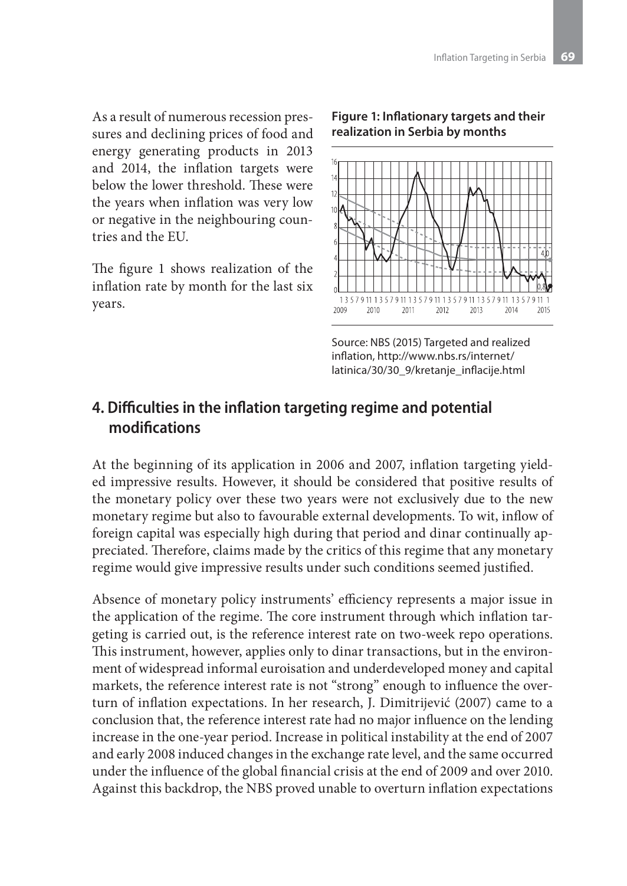As a result of numerous recession pressures and declining prices of food and energy generating products in 2013 and 2014, the inflation targets were below the lower threshold. These were the years when inflation was very low or negative in the neighbouring countries and the EU.

The figure 1 shows realization of the inflation rate by month for the last six years.

**Figure 1: Inflationary targets and their realization in Serbia by months**

Source: NBS (2015) Targeted and realized inflation, http://www.nbs.rs/internet/latinica/30/30_9/kretanje_inflacije.html

## 4. Difficulties in the inflation targeting regime and potential modifications

At the beginning of its application in 2006 and 2007, inflation targeting yielded impressive results. However, it should be considered that positive results of the monetary policy over these two years were not exclusively due to the new monetary regime but also to favourable external developments. To wit, inflow of foreign capital was especially high during that period and dinar continually appreciated. Therefore, claims made by the critics of this regime that any monetary regime would give impressive results under such conditions seemed justified.

Absence of monetary policy instruments' efficiency represents a major issue in the application of the regime. The core instrument through which inflation targeting is carried out, is the reference interest rate on two-week repo operations. This instrument, however, applies only to dinar transactions, but in the environment of widespread informal euroisation and underdeveloped money and capital markets, the reference interest rate is not "strong" enough to influence the overturn of inflation expectations. In her research, J. Dimitrijević (2007) came to a conclusion that, the reference interest rate had no major influence on the lending increase in the one-year period. Increase in political instability at the end of 2007 and early 2008 induced changes in the exchange rate level, and the same occurred under the influence of the global financial crisis at the end of 2009 and over 2010. Against this backdrop, the NBS proved unable to overturn inflation expectations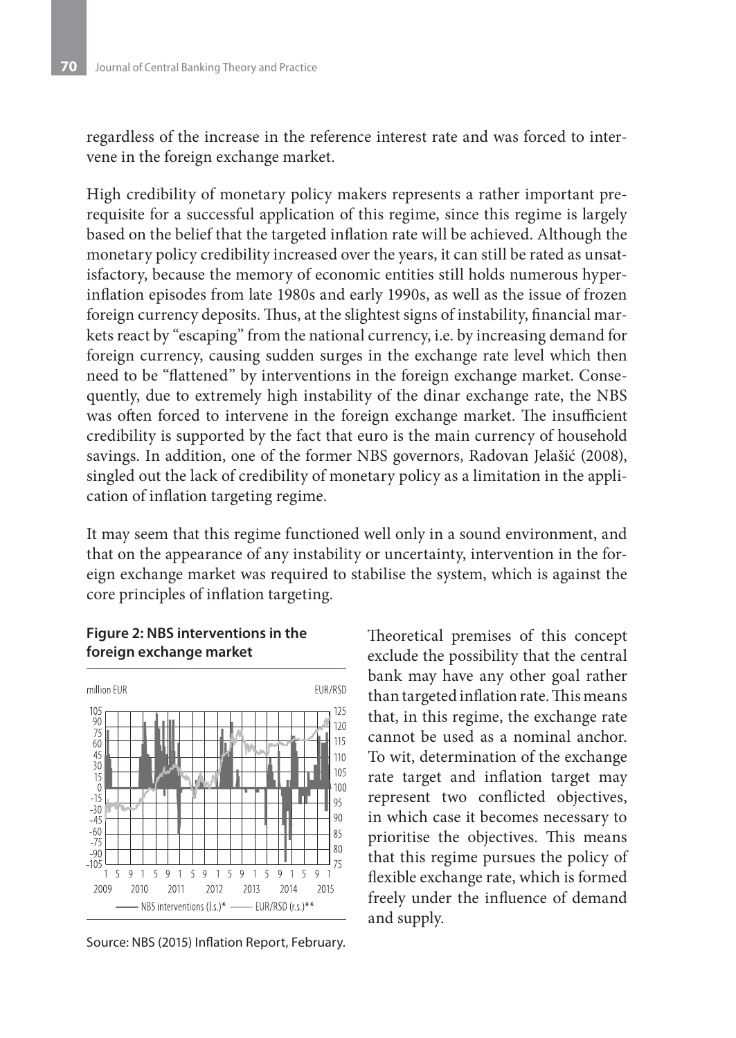regardless of the increase in the reference interest rate and was forced to intervene in the foreign exchange market.

High credibility of monetary policy makers represents a rather important prerequisite for a successful application of this regime, since this regime is largely based on the belief that the targeted inflation rate will be achieved. Although the monetary policy credibility increased over the years, it can still be rated as unsatisfactory, because the memory of economic entities still holds numerous hyperinflation episodes from late 1980s and early 1990s, as well as the issue of frozen foreign currency deposits. Thus, at the slightest signs of instability, financial markets react by "escaping" from the national currency, i.e. by increasing demand for foreign currency, causing sudden surges in the exchange rate level which then need to be "flattened" by interventions in the foreign exchange market. Consequently, due to extremely high instability of the dinar exchange rate, the NBS was often forced to intervene in the foreign exchange market. The insufficient credibility is supported by the fact that euro is the main currency of household savings. In addition, one of the former NBS governors, Radovan Jelašić (2008), singled out the lack of credibility of monetary policy as a limitation in the application of inflation targeting regime.

It may seem that this regime functioned well only in a sound environment, and that on the appearance of any instability or uncertainty, intervention in the foreign exchange market was required to stabilise the system, which is against the core principles of inflation targeting.

**Figure 2: NBS interventions in the foreign exchange market**

Source: NBS (2015) Inflation Report, February.

Theoretical premises of this concept exclude the possibility that the central bank may have any other goal rather than targeted inflation rate. This means that, in this regime, the exchange rate cannot be used as a nominal anchor. To wit, determination of the exchange rate target and inflation target may represent two conflicted objectives, in which case it becomes necessary to prioritise the objectives. This means that this regime pursues the policy of flexible exchange rate, which is formed freely under the influence of demand and supply.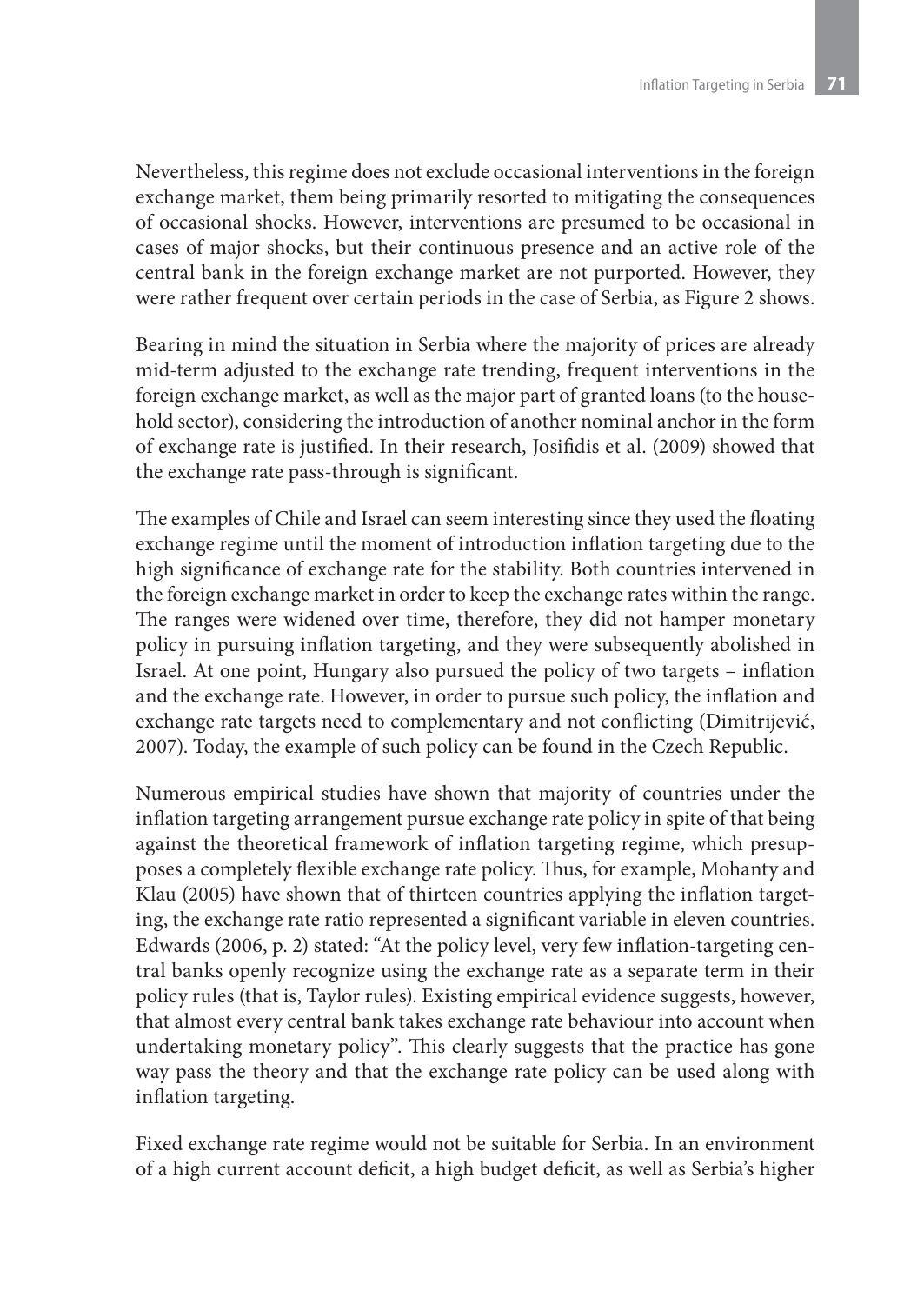Nevertheless, this regime does not exclude occasional interventions in the foreign exchange market, them being primarily resorted to mitigating the consequences of occasional shocks. However, interventions are presumed to be occasional in cases of major shocks, but their continuous presence and an active role of the central bank in the foreign exchange market are not purported. However, they were rather frequent over certain periods in the case of Serbia, as Figure 2 shows.

Bearing in mind the situation in Serbia where the majority of prices are already mid-term adjusted to the exchange rate trending, frequent interventions in the foreign exchange market, as well as the major part of granted loans (to the household sector), considering the introduction of another nominal anchor in the form of exchange rate is justified. In their research, Josifidis et al. (2009) showed that the exchange rate pass-through is significant.

The examples of Chile and Israel can seem interesting since they used the floating exchange regime until the moment of introduction inflation targeting due to the high significance of exchange rate for the stability. Both countries intervened in the foreign exchange market in order to keep the exchange rates within the range. The ranges were widened over time, therefore, they did not hamper monetary policy in pursuing inflation targeting, and they were subsequently abolished in Israel. At one point, Hungary also pursued the policy of two targets – inflation and the exchange rate. However, in order to pursue such policy, the inflation and exchange rate targets need to complementary and not conflicting (Dimitrijević, 2007). Today, the example of such policy can be found in the Czech Republic.

Numerous empirical studies have shown that majority of countries under the inflation targeting arrangement pursue exchange rate policy in spite of that being against the theoretical framework of inflation targeting regime, which presupposes a completely flexible exchange rate policy. Thus, for example, Mohanty and Klau (2005) have shown that of thirteen countries applying the inflation targeting, the exchange rate ratio represented a significant variable in eleven countries. Edwards (2006, p. 2) stated: “At the policy level, very few inflation-targeting central banks openly recognize using the exchange rate as a separate term in their policy rules (that is, Taylor rules). Existing empirical evidence suggests, however, that almost every central bank takes exchange rate behaviour into account when undertaking monetary policy”. This clearly suggests that the practice has gone way pass the theory and that the exchange rate policy can be used along with inflation targeting.

Fixed exchange rate regime would not be suitable for Serbia. In an environment of a high current account deficit, a high budget deficit, as well as Serbia’s higher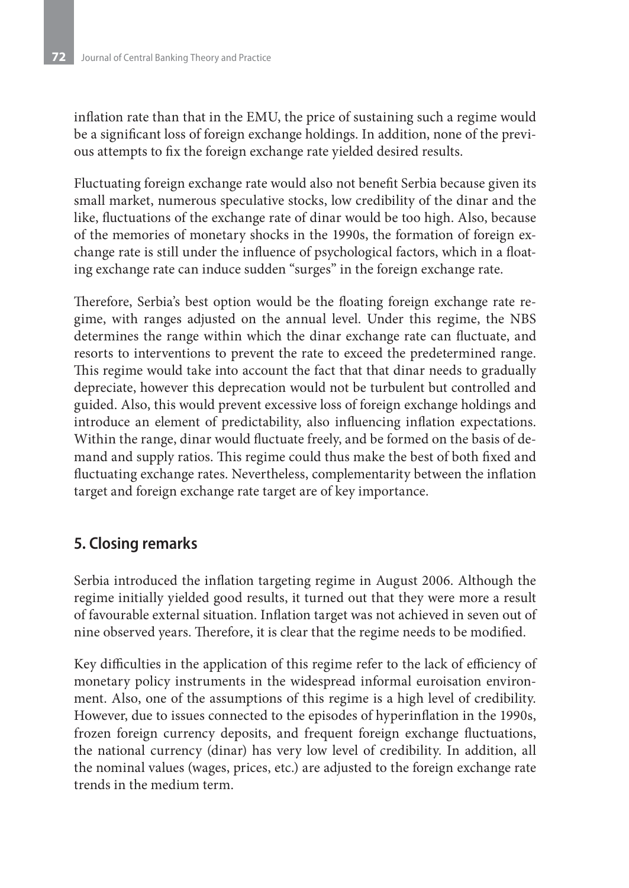inflation rate than that in the EMU, the price of sustaining such a regime would be a significant loss of foreign exchange holdings. In addition, none of the previous attempts to fix the foreign exchange rate yielded desired results.

Fluctuating foreign exchange rate would also not benefit Serbia because given its small market, numerous speculative stocks, low credibility of the dinar and the like, fluctuations of the exchange rate of dinar would be too high. Also, because of the memories of monetary shocks in the 1990s, the formation of foreign exchange rate is still under the influence of psychological factors, which in a floating exchange rate can induce sudden "surges" in the foreign exchange rate.

Therefore, Serbia's best option would be the floating foreign exchange rate regime, with ranges adjusted on the annual level. Under this regime, the NBS determines the range within which the dinar exchange rate can fluctuate, and resorts to interventions to prevent the rate to exceed the predetermined range. This regime would take into account the fact that that dinar needs to gradually depreciate, however this deprecation would not be turbulent but controlled and guided. Also, this would prevent excessive loss of foreign exchange holdings and introduce an element of predictability, also influencing inflation expectations. Within the range, dinar would fluctuate freely, and be formed on the basis of demand and supply ratios. This regime could thus make the best of both fixed and fluctuating exchange rates. Nevertheless, complementarity between the inflation target and foreign exchange rate target are of key importance.

## 5. Closing remarks

Serbia introduced the inflation targeting regime in August 2006. Although the regime initially yielded good results, it turned out that they were more a result of favourable external situation. Inflation target was not achieved in seven out of nine observed years. Therefore, it is clear that the regime needs to be modified.

Key difficulties in the application of this regime refer to the lack of efficiency of monetary policy instruments in the widespread informal euroisation environment. Also, one of the assumptions of this regime is a high level of credibility. However, due to issues connected to the episodes of hyperinflation in the 1990s, frozen foreign currency deposits, and frequent foreign exchange fluctuations, the national currency (dinar) has very low level of credibility. In addition, all the nominal values (wages, prices, etc.) are adjusted to the foreign exchange rate trends in the medium term.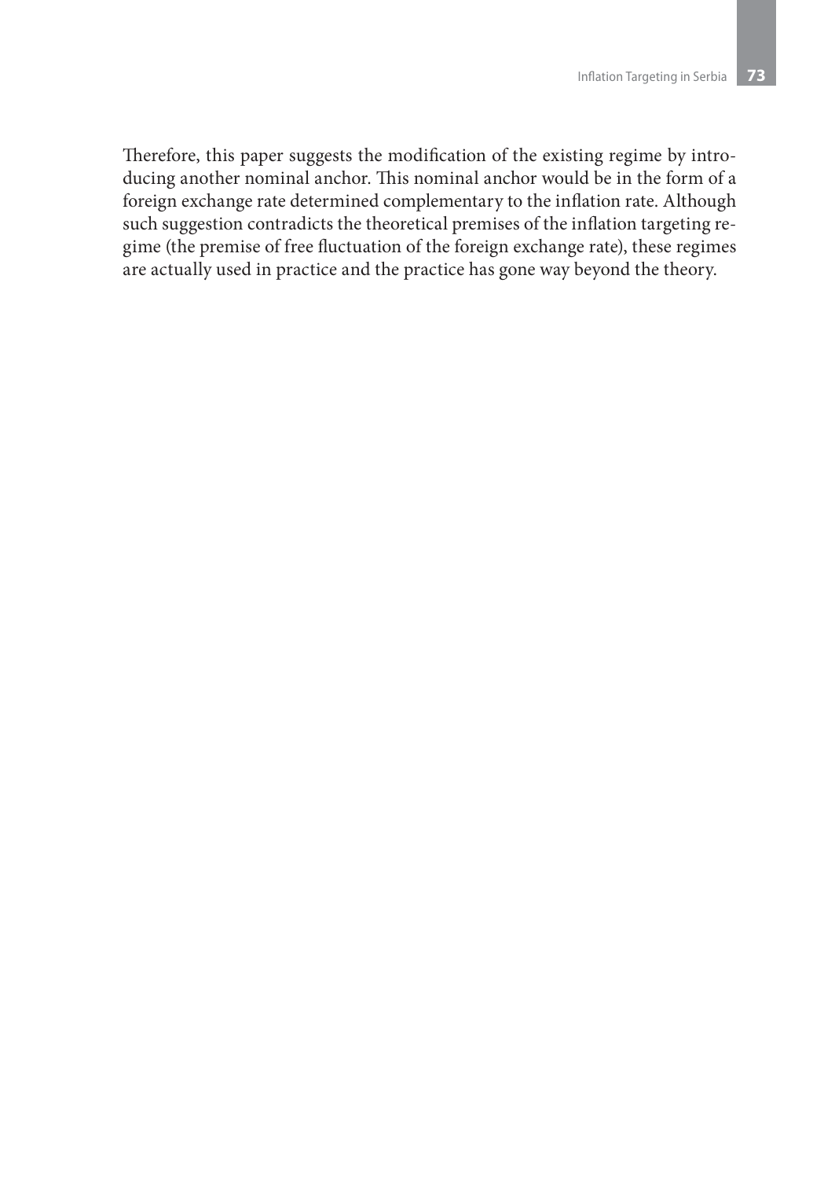Therefore, this paper suggests the modification of the existing regime by introducing another nominal anchor. This nominal anchor would be in the form of a foreign exchange rate determined complementary to the inflation rate. Although such suggestion contradicts the theoretical premises of the inflation targeting regime (the premise of free fluctuation of the foreign exchange rate), these regimes are actually used in practice and the practice has gone way beyond the theory.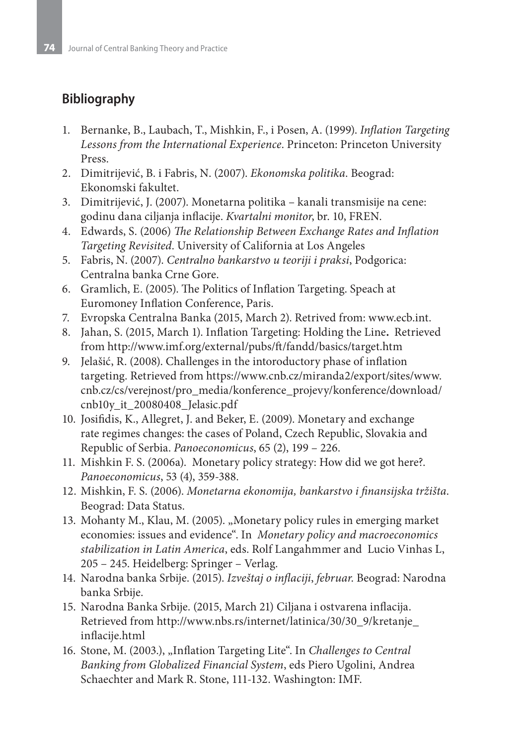## Bibliography

1. Bernanke, B., Laubach, T., Mishkin, F., i Posen, A. (1999). *Inflation Targeting Lessons from the International Experience*. Princeton: Princeton University Press.
2. Dimitrijević, B. i Fabris, N. (2007). *Ekonomska politika*. Beograd: Ekonomski fakultet.
3. Dimitrijević, J. (2007). Monetarna politika – kanali transmisije na cene: godinu dana ciljanja inflacije. *Kvartalni monitor*, br. 10, FREN.
4. Edwards, S. (2006) *The Relationship Between Exchange Rates and Inflation Targeting Revisited*. University of California at Los Angeles
5. Fabris, N. (2007). *Centralno bankarstvo u teoriji i praksi*, Podgorica: Centralna banka Crne Gore.
6. Gramlich, E. (2005). The Politics of Inflation Targeting. Speach at Euromoney Inflation Conference, Paris.
7. Evropska Centralna Banka (2015, March 2). Retrived from: www.ecb.int.
8. Jahan, S. (2015, March 1). Inflation Targeting: Holding the Line**.** Retrieved from http://www.imf.org/external/pubs/ft/fandd/basics/target.htm
9. Jelašić, R. (2008). Challenges in the intoroductory phase of inflation targeting. Retrieved from https://www.cnb.cz/miranda2/export/sites/www.cnb.cz/cs/verejnost/pro_media/konference_projevy/konference/download/cnb10y_it_20080408_Jelasic.pdf
10. Josifidis, K., Allegret, J. and Beker, E. (2009). Monetary and exchange rate regimes changes: the cases of Poland, Czech Republic, Slovakia and Republic of Serbia. *Panoeconomicus*, 65 (2), 199 – 226.
11. Mishkin F. S. (2006a). Monetary policy strategy: How did we got here?. *Panoeconomicus*, 53 (4), 359-388.
12. Mishkin, F. S. (2006). *Monetarna ekonomija, bankarstvo i finansijska tržišta*. Beograd: Data Status.
13. Mohanty M., Klau, M. (2005). „Monetary policy rules in emerging market economies: issues and evidence". In *Monetary policy and macroeconomics stabilization in Latin America*, eds. Rolf Langahmmer and Lucio Vinhas L, 205 – 245. Heidelberg: Springer – Verlag.
14. Narodna banka Srbije. (2015). *Izveštaj o inflaciji*, *februar*. Beograd: Narodna banka Srbije.
15. Narodna Banka Srbije. (2015, March 21) Ciljana i ostvarena inflacija. Retrieved from http://www.nbs.rs/internet/latinica/30/30_9/kretanje_inflacije.html
16. Stone, M. (2003.), „Inflation Targeting Lite". In *Challenges to Central Banking from Globalized Financial System*, eds Piero Ugolini, Andrea Schaechter and Mark R. Stone, 111-132. Washington: IMF.